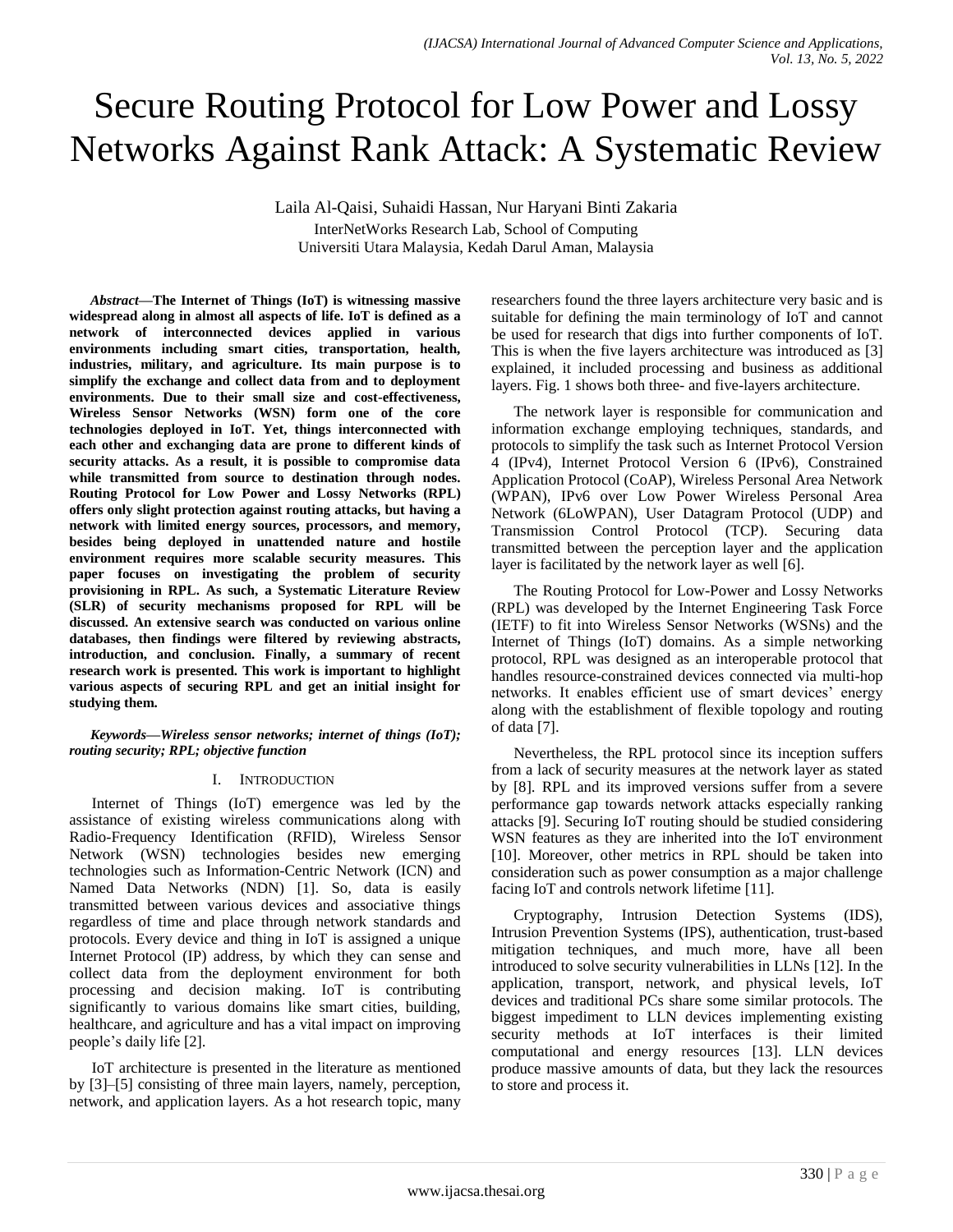# Secure Routing Protocol for Low Power and Lossy Networks Against Rank Attack: A Systematic Review

Laila Al-Qaisi, Suhaidi Hassan, Nur Haryani Binti Zakaria

InterNetWorks Research Lab, School of Computing

Universiti Utara Malaysia, Kedah Darul Aman, Malaysia

***Abstract*—The Internet of Things (IoT) is witnessing massive widespread along in almost all aspects of life. IoT is defined as a network of interconnected devices applied in various environments including smart cities, transportation, health, industries, military, and agriculture. Its main purpose is to simplify the exchange and collect data from and to deployment environments. Due to their small size and cost-effectiveness, Wireless Sensor Networks (WSN) form one of the core technologies deployed in IoT. Yet, things interconnected with each other and exchanging data are prone to different kinds of security attacks. As a result, it is possible to compromise data while transmitted from source to destination through nodes. Routing Protocol for Low Power and Lossy Networks (RPL) offers only slight protection against routing attacks, but having a network with limited energy sources, processors, and memory, besides being deployed in unattended nature and hostile environment requires more scalable security measures. This paper focuses on investigating the problem of security provisioning in RPL. As such, a Systematic Literature Review (SLR) of security mechanisms proposed for RPL will be discussed. An extensive search was conducted on various online databases, then findings were filtered by reviewing abstracts, introduction, and conclusion. Finally, a summary of recent research work is presented. This work is important to highlight various aspects of securing RPL and get an initial insight for studying them.**

***Keywords*—*Wireless sensor networks; internet of things (IoT); routing security; RPL; objective function***

## I. Introduction

Internet of Things (IoT) emergence was led by the assistance of existing wireless communications along with Radio-Frequency Identification (RFID), Wireless Sensor Network (WSN) technologies besides new emerging technologies such as Information-Centric Network (ICN) and Named Data Networks (NDN) [1]. So, data is easily transmitted between various devices and associative things regardless of time and place through network standards and protocols. Every device and thing in IoT is assigned a unique Internet Protocol (IP) address, by which they can sense and collect data from the deployment environment for both processing and decision making. IoT is contributing significantly to various domains like smart cities, building, healthcare, and agriculture and has a vital impact on improving people's daily life [2].

IoT architecture is presented in the literature as mentioned by [3]–[5] consisting of three main layers, namely, perception, network, and application layers. As a hot research topic, many researchers found the three layers architecture very basic and is suitable for defining the main terminology of IoT and cannot be used for research that digs into further components of IoT. This is when the five layers architecture was introduced as [3] explained, it included processing and business as additional layers. Fig. 1 shows both three- and five-layers architecture.

The network layer is responsible for communication and information exchange employing techniques, standards, and protocols to simplify the task such as Internet Protocol Version 4 (IPv4), Internet Protocol Version 6 (IPv6), Constrained Application Protocol (CoAP), Wireless Personal Area Network (WPAN), IPv6 over Low Power Wireless Personal Area Network (6LoWPAN), User Datagram Protocol (UDP) and Transmission Control Protocol (TCP). Securing data transmitted between the perception layer and the application layer is facilitated by the network layer as well [6].

The Routing Protocol for Low-Power and Lossy Networks (RPL) was developed by the Internet Engineering Task Force (IETF) to fit into Wireless Sensor Networks (WSNs) and the Internet of Things (IoT) domains. As a simple networking protocol, RPL was designed as an interoperable protocol that handles resource-constrained devices connected via multi-hop networks. It enables efficient use of smart devices' energy along with the establishment of flexible topology and routing of data [7].

Nevertheless, the RPL protocol since its inception suffers from a lack of security measures at the network layer as stated by [8]. RPL and its improved versions suffer from a severe performance gap towards network attacks especially ranking attacks [9]. Securing IoT routing should be studied considering WSN features as they are inherited into the IoT environment [10]. Moreover, other metrics in RPL should be taken into consideration such as power consumption as a major challenge facing IoT and controls network lifetime [11].

Cryptography, Intrusion Detection Systems (IDS), Intrusion Prevention Systems (IPS), authentication, trust-based mitigation techniques, and much more, have all been introduced to solve security vulnerabilities in LLNs [12]. In the application, transport, network, and physical levels, IoT devices and traditional PCs share some similar protocols. The biggest impediment to LLN devices implementing existing security methods at IoT interfaces is their limited computational and energy resources [13]. LLN devices produce massive amounts of data, but they lack the resources to store and process it.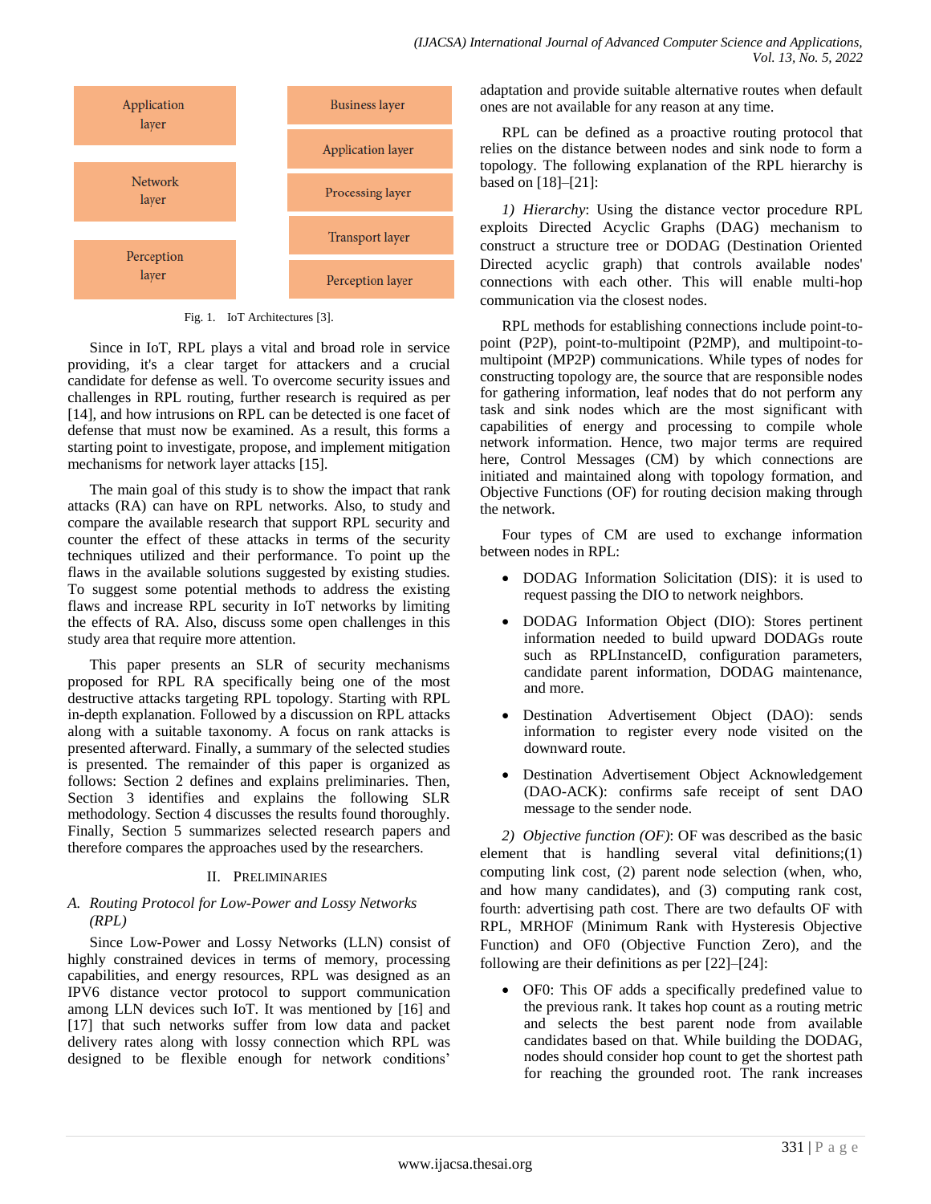| Application layer | Business layer |
| --- | --- |
| | Application layer |
| Network layer | Processing layer |
| | Transport layer |
| Perception layer | Perception layer |

Fig. 1. IoT Architectures [3].

Since in IoT, RPL plays a vital and broad role in service providing, it's a clear target for attackers and a crucial candidate for defense as well. To overcome security issues and challenges in RPL routing, further research is required as per [14], and how intrusions on RPL can be detected is one facet of defense that must now be examined. As a result, this forms a starting point to investigate, propose, and implement mitigation mechanisms for network layer attacks [15].

The main goal of this study is to show the impact that rank attacks (RA) can have on RPL networks. Also, to study and compare the available research that support RPL security and counter the effect of these attacks in terms of the security techniques utilized and their performance. To point up the flaws in the available solutions suggested by existing studies. To suggest some potential methods to address the existing flaws and increase RPL security in IoT networks by limiting the effects of RA. Also, discuss some open challenges in this study area that require more attention.

This paper presents an SLR of security mechanisms proposed for RPL RA specifically being one of the most destructive attacks targeting RPL topology. Starting with RPL in-depth explanation. Followed by a discussion on RPL attacks along with a suitable taxonomy. A focus on rank attacks is presented afterward. Finally, a summary of the selected studies is presented. The remainder of this paper is organized as follows: Section 2 defines and explains preliminaries. Then, Section 3 identifies and explains the following SLR methodology. Section 4 discusses the results found thoroughly. Finally, Section 5 summarizes selected research papers and therefore compares the approaches used by the researchers.

## II. Preliminaries

### A. *Routing Protocol for Low-Power and Lossy Networks (RPL)*

Since Low-Power and Lossy Networks (LLN) consist of highly constrained devices in terms of memory, processing capabilities, and energy resources, RPL was designed as an IPV6 distance vector protocol to support communication among LLN devices such IoT. It was mentioned by [16] and [17] that such networks suffer from low data and packet delivery rates along with lossy connection which RPL was designed to be flexible enough for network conditions' adaptation and provide suitable alternative routes when default ones are not available for any reason at any time.

RPL can be defined as a proactive routing protocol that relies on the distance between nodes and sink node to form a topology. The following explanation of the RPL hierarchy is based on [18]–[21]:

*1) Hierarchy*: Using the distance vector procedure RPL exploits Directed Acyclic Graphs (DAG) mechanism to construct a structure tree or DODAG (Destination Oriented Directed acyclic graph) that controls available nodes' connections with each other. This will enable multi-hop communication via the closest nodes.

RPL methods for establishing connections include point-to-point (P2P), point-to-multipoint (P2MP), and multipoint-to-multipoint (MP2P) communications. While types of nodes for constructing topology are, the source that are responsible nodes for gathering information, leaf nodes that do not perform any task and sink nodes which are the most significant with capabilities of energy and processing to compile whole network information. Hence, two major terms are required here, Control Messages (CM) by which connections are initiated and maintained along with topology formation, and Objective Functions (OF) for routing decision making through the network.

Four types of CM are used to exchange information between nodes in RPL:

- DODAG Information Solicitation (DIS): it is used to request passing the DIO to network neighbors.
- DODAG Information Object (DIO): Stores pertinent information needed to build upward DODAGs route such as RPLInstanceID, configuration parameters, candidate parent information, DODAG maintenance, and more.
- Destination Advertisement Object (DAO): sends information to register every node visited on the downward route.
- Destination Advertisement Object Acknowledgement (DAO-ACK): confirms safe receipt of sent DAO message to the sender node.

*2) Objective function (OF)*: OF was described as the basic element that is handling several vital definitions;(1) computing link cost, (2) parent node selection (when, who, and how many candidates), and (3) computing rank cost, fourth: advertising path cost. There are two defaults OF with RPL, MRHOF (Minimum Rank with Hysteresis Objective Function) and OF0 (Objective Function Zero), and the following are their definitions as per [22]–[24]:

- OF0: This OF adds a specifically predefined value to the previous rank. It takes hop count as a routing metric and selects the best parent node from available candidates based on that. While building the DODAG, nodes should consider hop count to get the shortest path for reaching the grounded root. The rank increases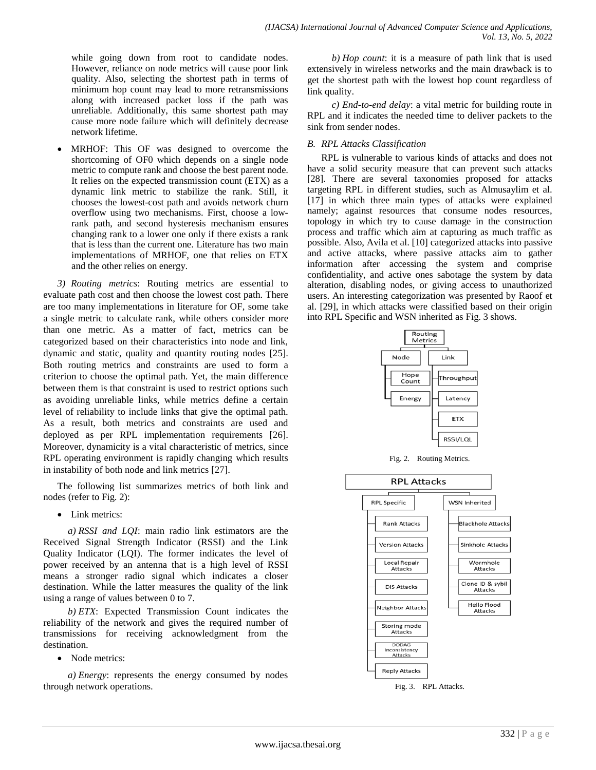while going down from root to candidate nodes. However, reliance on node metrics will cause poor link quality. Also, selecting the shortest path in terms of minimum hop count may lead to more retransmissions along with increased packet loss if the path was unreliable. Additionally, this same shortest path may cause more node failure which will definitely decrease network lifetime.

- MRHOF: This OF was designed to overcome the shortcoming of OF0 which depends on a single node metric to compute rank and choose the best parent node. It relies on the expected transmission count (ETX) as a dynamic link metric to stabilize the rank. Still, it chooses the lowest-cost path and avoids network churn overflow using two mechanisms. First, choose a low-rank path, and second hysteresis mechanism ensures changing rank to a lower one only if there exists a rank that is less than the current one. Literature has two main implementations of MRHOF, one that relies on ETX and the other relies on energy.

*3) Routing metrics*: Routing metrics are essential to evaluate path cost and then choose the lowest cost path. There are too many implementations in literature for OF, some take a single metric to calculate rank, while others consider more than one metric. As a matter of fact, metrics can be categorized based on their characteristics into node and link, dynamic and static, quality and quantity routing nodes [25]. Both routing metrics and constraints are used to form a criterion to choose the optimal path. Yet, the main difference between them is that constraint is used to restrict options such as avoiding unreliable links, while metrics define a certain level of reliability to include links that give the optimal path. As a result, both metrics and constraints are used and deployed as per RPL implementation requirements [26]. Moreover, dynamicity is a vital characteristic of metrics, since RPL operating environment is rapidly changing which results in instability of both node and link metrics [27].

The following list summarizes metrics of both link and nodes (refer to Fig. 2):

- Link metrics:

*a) RSSI and LQI*: main radio link estimators are the Received Signal Strength Indicator (RSSI) and the Link Quality Indicator (LQI). The former indicates the level of power received by an antenna that is a high level of RSSI means a stronger radio signal which indicates a closer destination. While the latter measures the quality of the link using a range of values between 0 to 7.

*b) ETX*: Expected Transmission Count indicates the reliability of the network and gives the required number of transmissions for receiving acknowledgment from the destination.

- Node metrics:

*a) Energy*: represents the energy consumed by nodes through network operations.

*b) Hop count*: it is a measure of path link that is used extensively in wireless networks and the main drawback is to get the shortest path with the lowest hop count regardless of link quality.

*c) End-to-end delay*: a vital metric for building route in RPL and it indicates the needed time to deliver packets to the sink from sender nodes.

## B. RPL Attacks Classification

RPL is vulnerable to various kinds of attacks and does not have a solid security measure that can prevent such attacks [28]. There are several taxonomies proposed for attacks targeting RPL in different studies, such as Almusaylim et al. [17] in which three main types of attacks were explained namely; against resources that consume nodes resources, topology in which try to cause damage in the construction process and traffic which aim at capturing as much traffic as possible. Also, Avila et al. [10] categorized attacks into passive and active attacks, where passive attacks aim to gather information after accessing the system and comprise confidentiality, and active ones sabotage the system by data alteration, disabling nodes, or giving access to unauthorized users. An interesting categorization was presented by Raoof et al. [29], in which attacks were classified based on their origin into RPL Specific and WSN inherited as Fig. 3 shows.

Fig. 2. Routing Metrics.

Fig. 3. RPL Attacks.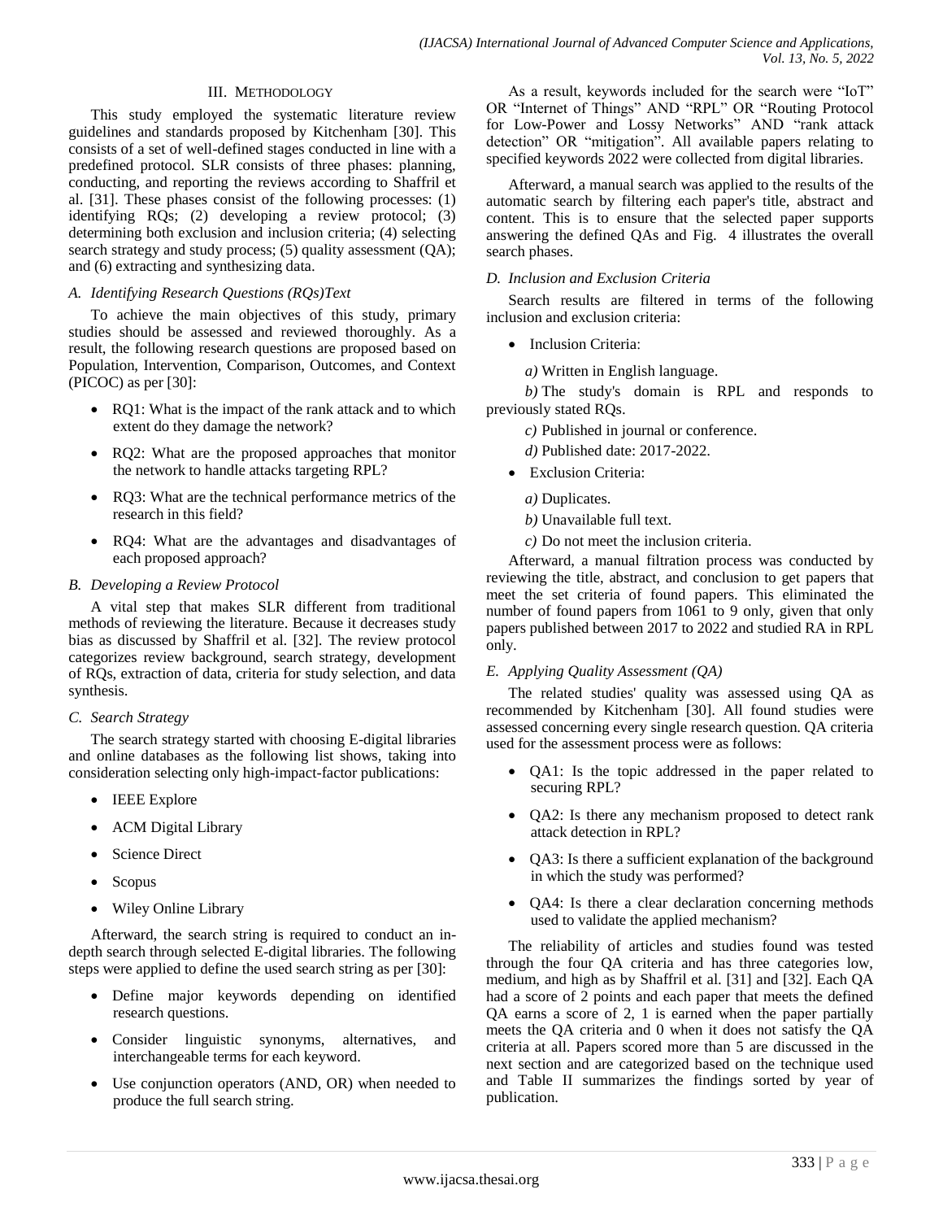## III. METHODOLOGY

This study employed the systematic literature review guidelines and standards proposed by Kitchenham [30]. This consists of a set of well-defined stages conducted in line with a predefined protocol. SLR consists of three phases: planning, conducting, and reporting the reviews according to Shaffril et al. [31]. These phases consist of the following processes: (1) identifying RQs; (2) developing a review protocol; (3) determining both exclusion and inclusion criteria; (4) selecting search strategy and study process; (5) quality assessment (QA); and (6) extracting and synthesizing data.

### A. Identifying Research Questions (RQs)Text

To achieve the main objectives of this study, primary studies should be assessed and reviewed thoroughly. As a result, the following research questions are proposed based on Population, Intervention, Comparison, Outcomes, and Context (PICOC) as per [30]:

- RQ1: What is the impact of the rank attack and to which extent do they damage the network?
- RQ2: What are the proposed approaches that monitor the network to handle attacks targeting RPL?
- RQ3: What are the technical performance metrics of the research in this field?
- RQ4: What are the advantages and disadvantages of each proposed approach?

### B. Developing a Review Protocol

A vital step that makes SLR different from traditional methods of reviewing the literature. Because it decreases study bias as discussed by Shaffril et al. [32]. The review protocol categorizes review background, search strategy, development of RQs, extraction of data, criteria for study selection, and data synthesis.

### C. Search Strategy

The search strategy started with choosing E-digital libraries and online databases as the following list shows, taking into consideration selecting only high-impact-factor publications:

- IEEE Explore
- ACM Digital Library
- Science Direct
- Scopus
- Wiley Online Library

Afterward, the search string is required to conduct an in-depth search through selected E-digital libraries. The following steps were applied to define the used search string as per [30]:

- Define major keywords depending on identified research questions.
- Consider linguistic synonyms, alternatives, and interchangeable terms for each keyword.
- Use conjunction operators (AND, OR) when needed to produce the full search string.

As a result, keywords included for the search were "IoT" OR "Internet of Things" AND "RPL" OR "Routing Protocol for Low-Power and Lossy Networks" AND "rank attack detection" OR "mitigation". All available papers relating to specified keywords 2022 were collected from digital libraries.

Afterward, a manual search was applied to the results of the automatic search by filtering each paper's title, abstract and content. This is to ensure that the selected paper supports answering the defined QAs and Fig. 4 illustrates the overall search phases.

### D. Inclusion and Exclusion Criteria

Search results are filtered in terms of the following inclusion and exclusion criteria:

- Inclusion Criteria:

  *a)* Written in English language.

  *b)* The study's domain is RPL and responds to previously stated RQs.

  *c)* Published in journal or conference.

  *d)* Published date: 2017-2022.

- Exclusion Criteria:

  *a)* Duplicates.

  *b)* Unavailable full text.

  *c)* Do not meet the inclusion criteria.

Afterward, a manual filtration process was conducted by reviewing the title, abstract, and conclusion to get papers that meet the set criteria of found papers. This eliminated the number of found papers from 1061 to 9 only, given that only papers published between 2017 to 2022 and studied RA in RPL only.

### E. Applying Quality Assessment (QA)

The related studies' quality was assessed using QA as recommended by Kitchenham [30]. All found studies were assessed concerning every single research question. QA criteria used for the assessment process were as follows:

- QA1: Is the topic addressed in the paper related to securing RPL?
- QA2: Is there any mechanism proposed to detect rank attack detection in RPL?
- QA3: Is there a sufficient explanation of the background in which the study was performed?
- QA4: Is there a clear declaration concerning methods used to validate the applied mechanism?

The reliability of articles and studies found was tested through the four QA criteria and has three categories low, medium, and high as by Shaffril et al. [31] and [32]. Each QA had a score of 2 points and each paper that meets the defined QA earns a score of 2, 1 is earned when the paper partially meets the QA criteria and 0 when it does not satisfy the QA criteria at all. Papers scored more than 5 are discussed in the next section and are categorized based on the technique used and Table II summarizes the findings sorted by year of publication.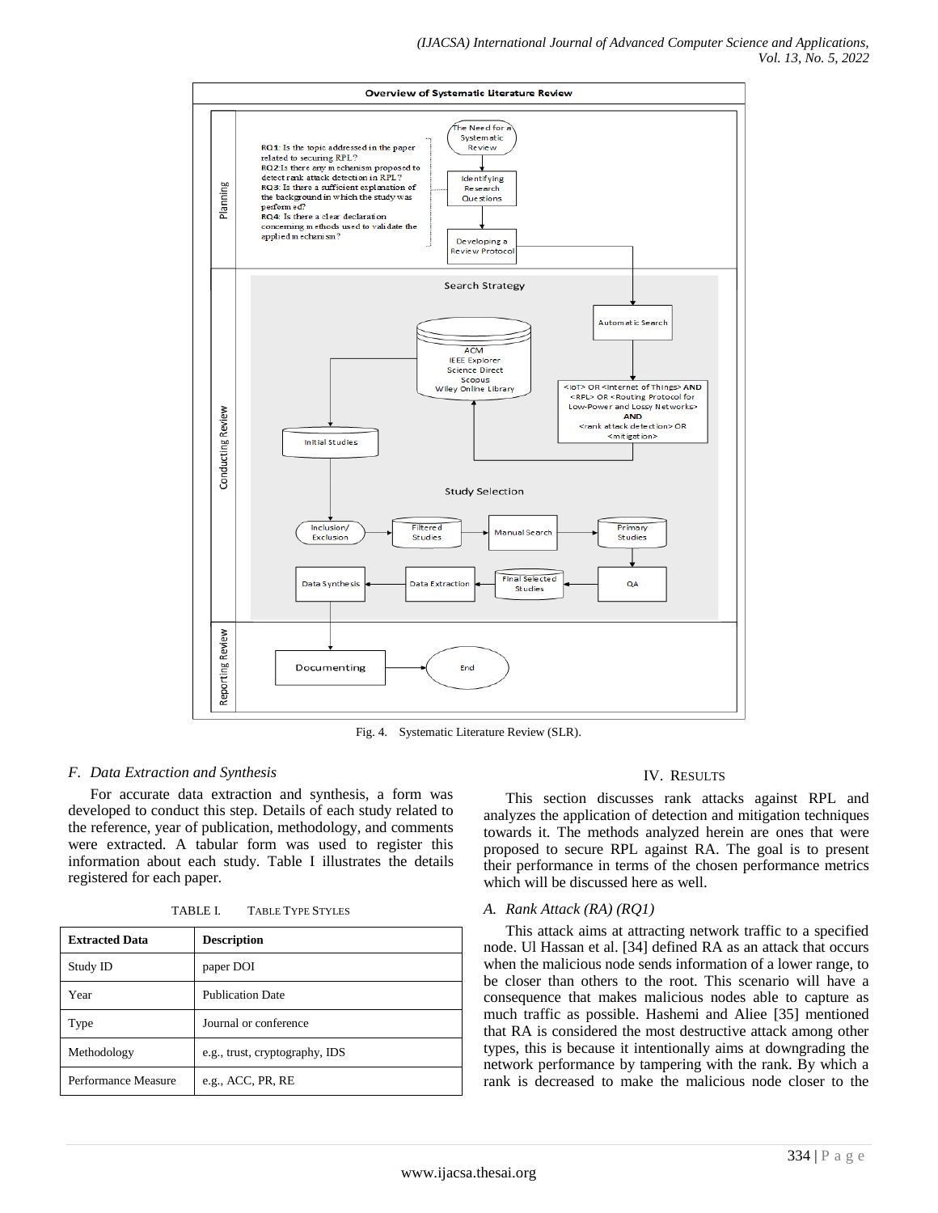Fig. 4. Systematic Literature Review (SLR).

### *F. Data Extraction and Synthesis*

For accurate data extraction and synthesis, a form was developed to conduct this step. Details of each study related to the reference, year of publication, methodology, and comments were extracted. A tabular form was used to register this information about each study. Table I illustrates the details registered for each paper.

TABLE I. TABLE TYPE STYLES

| **Extracted Data** | **Description** |
|---|---|
| Study ID | paper DOI |
| Year | Publication Date |
| Type | Journal or conference |
| Methodology | e.g., trust, cryptography, IDS |
| Performance Measure | e.g., ACC, PR, RE |

## IV. RESULTS

This section discusses rank attacks against RPL and analyzes the application of detection and mitigation techniques towards it. The methods analyzed herein are ones that were proposed to secure RPL against RA. The goal is to present their performance in terms of the chosen performance metrics which will be discussed here as well.

### *A. Rank Attack (RA) (RQ1)*

This attack aims at attracting network traffic to a specified node. Ul Hassan et al. [34] defined RA as an attack that occurs when the malicious node sends information of a lower range, to be closer than others to the root. This scenario will have a consequence that makes malicious nodes able to capture as much traffic as possible. Hashemi and Aliee [35] mentioned that RA is considered the most destructive attack among other types, this is because it intentionally aims at downgrading the network performance by tampering with the rank. By which a rank is decreased to make the malicious node closer to the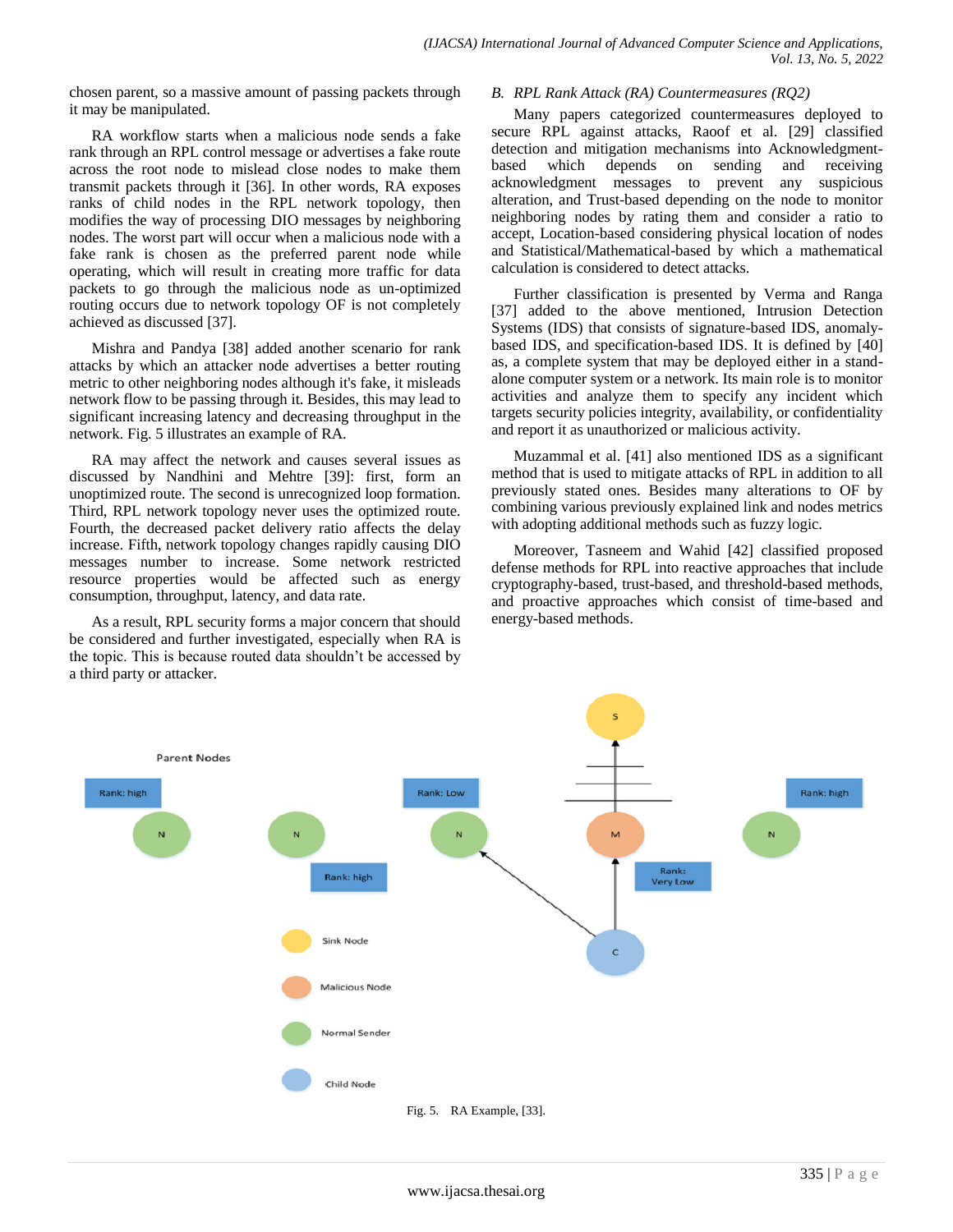chosen parent, so a massive amount of passing packets through it may be manipulated.

RA workflow starts when a malicious node sends a fake rank through an RPL control message or advertises a fake route across the root node to mislead close nodes to make them transmit packets through it [36]. In other words, RA exposes ranks of child nodes in the RPL network topology, then modifies the way of processing DIO messages by neighboring nodes. The worst part will occur when a malicious node with a fake rank is chosen as the preferred parent node while operating, which will result in creating more traffic for data packets to go through the malicious node as un-optimized routing occurs due to network topology OF is not completely achieved as discussed [37].

Mishra and Pandya [38] added another scenario for rank attacks by which an attacker node advertises a better routing metric to other neighboring nodes although it's fake, it misleads network flow to be passing through it. Besides, this may lead to significant increasing latency and decreasing throughput in the network. Fig. 5 illustrates an example of RA.

RA may affect the network and causes several issues as discussed by Nandhini and Mehtre [39]: first, form an unoptimized route. The second is unrecognized loop formation. Third, RPL network topology never uses the optimized route. Fourth, the decreased packet delivery ratio affects the delay increase. Fifth, network topology changes rapidly causing DIO messages number to increase. Some network restricted resource properties would be affected such as energy consumption, throughput, latency, and data rate.

As a result, RPL security forms a major concern that should be considered and further investigated, especially when RA is the topic. This is because routed data shouldn't be accessed by a third party or attacker.

## *B. RPL Rank Attack (RA) Countermeasures (RQ2)*

Many papers categorized countermeasures deployed to secure RPL against attacks, Raoof et al. [29] classified detection and mitigation mechanisms into Acknowledgment-based which depends on sending and receiving acknowledgment messages to prevent any suspicious alteration, and Trust-based depending on the node to monitor neighboring nodes by rating them and consider a ratio to accept, Location-based considering physical location of nodes and Statistical/Mathematical-based by which a mathematical calculation is considered to detect attacks.

Further classification is presented by Verma and Ranga [37] added to the above mentioned, Intrusion Detection Systems (IDS) that consists of signature-based IDS, anomaly-based IDS, and specification-based IDS. It is defined by [40] as, a complete system that may be deployed either in a stand-alone computer system or a network. Its main role is to monitor activities and analyze them to specify any incident which targets security policies integrity, availability, or confidentiality and report it as unauthorized or malicious activity.

Muzammal et al. [41] also mentioned IDS as a significant method that is used to mitigate attacks of RPL in addition to all previously stated ones. Besides many alterations to OF by combining various previously explained link and nodes metrics with adopting additional methods such as fuzzy logic.

Moreover, Tasneem and Wahid [42] classified proposed defense methods for RPL into reactive approaches that include cryptography-based, trust-based, and threshold-based methods, and proactive approaches which consist of time-based and energy-based methods.

Fig. 5. RA Example, [33].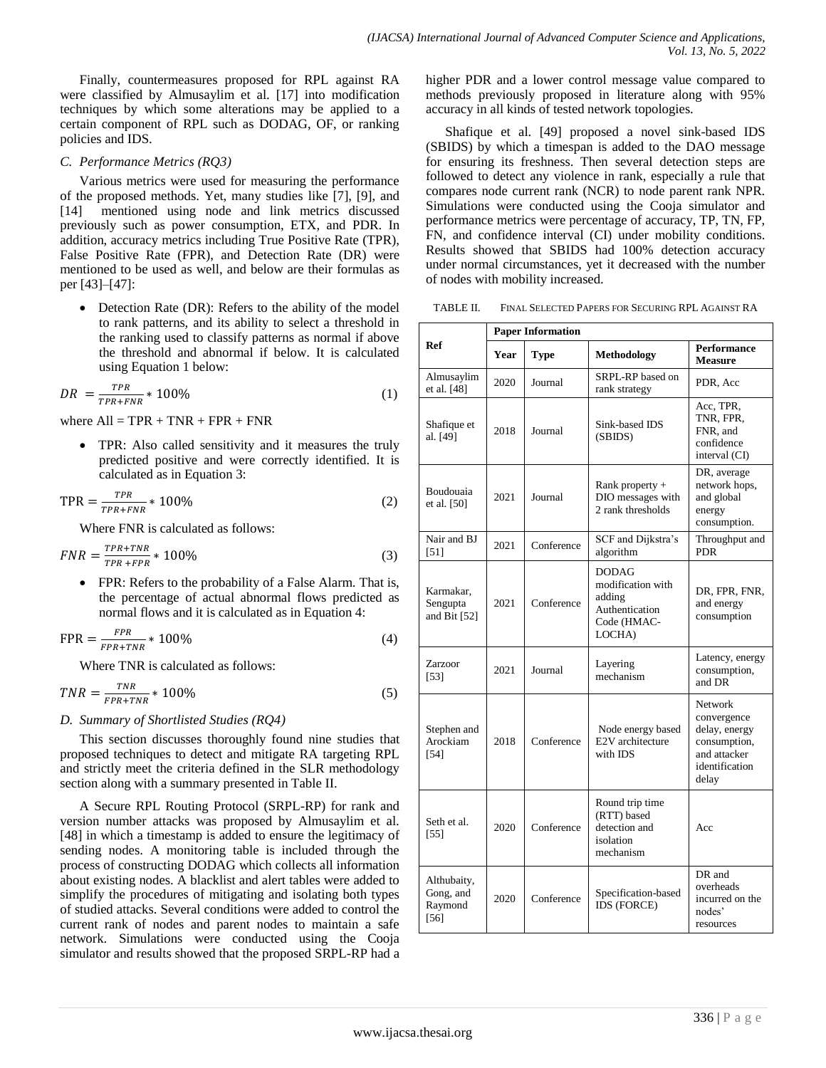Finally, countermeasures proposed for RPL against RA were classified by Almusaylim et al. [17] into modification techniques by which some alterations may be applied to a certain component of RPL such as DODAG, OF, or ranking policies and IDS.

### C. Performance Metrics (RQ3)

Various metrics were used for measuring the performance of the proposed methods. Yet, many studies like [7], [9], and [14] mentioned using node and link metrics discussed previously such as power consumption, ETX, and PDR. In addition, accuracy metrics including True Positive Rate (TPR), False Positive Rate (FPR), and Detection Rate (DR) were mentioned to be used as well, and below are their formulas as per [43]–[47]:

- Detection Rate (DR): Refers to the ability of the model to rank patterns, and its ability to select a threshold in the ranking used to classify patterns as normal if above the threshold and abnormal if below. It is calculated using Equation 1 below:

$$DR = \frac{TPR}{TPR+FNR} * 100\% \quad (1)$$

where All = TPR + TNR + FPR + FNR

- TPR: Also called sensitivity and it measures the truly predicted positive and were correctly identified. It is calculated as in Equation 3:

$$\text{TPR} = \frac{TPR}{TPR+FNR} * 100\% \quad (2)$$

Where FNR is calculated as follows:

$$FNR = \frac{TPR+TNR}{TPR+FPR} * 100\% \quad (3)$$

- FPR: Refers to the probability of a False Alarm. That is, the percentage of actual abnormal flows predicted as normal flows and it is calculated as in Equation 4:

$$\text{FPR} = \frac{FPR}{FPR+TNR} * 100\% \quad (4)$$

Where TNR is calculated as follows:

$$TNR = \frac{TNR}{FPR+TNR} * 100\% \quad (5)$$

### D. Summary of Shortlisted Studies (RQ4)

This section discusses thoroughly found nine studies that proposed techniques to detect and mitigate RA targeting RPL and strictly meet the criteria defined in the SLR methodology section along with a summary presented in Table II.

A Secure RPL Routing Protocol (SRPL-RP) for rank and version number attacks was proposed by Almusaylim et al. [48] in which a timestamp is added to ensure the legitimacy of sending nodes. A monitoring table is included through the process of constructing DODAG which collects all information about existing nodes. A blacklist and alert tables were added to simplify the procedures of mitigating and isolating both types of studied attacks. Several conditions were added to control the current rank of nodes and parent nodes to maintain a safe network. Simulations were conducted using the Cooja simulator and results showed that the proposed SRPL-RP had a higher PDR and a lower control message value compared to methods previously proposed in literature along with 95% accuracy in all kinds of tested network topologies.

Shafique et al. [49] proposed a novel sink-based IDS (SBIDS) by which a timespan is added to the DAO message for ensuring its freshness. Then several detection steps are followed to detect any violence in rank, especially a rule that compares node current rank (NCR) to node parent rank NPR. Simulations were conducted using the Cooja simulator and performance metrics were percentage of accuracy, TP, TN, FP, FN, and confidence interval (CI) under mobility conditions. Results showed that SBIDS had 100% detection accuracy under normal circumstances, yet it decreased with the number of nodes with mobility increased.

TABLE II. Final Selected Papers for Securing RPL Against RA

| Ref | Paper Information | | | |
|---|---|---|---|---|
| | **Year** | **Type** | **Methodology** | **Performance Measure** |
| Almusaylim et al. [48] | 2020 | Journal | SRPL-RP based on rank strategy | PDR, Acc |
| Shafique et al. [49] | 2018 | Journal | Sink-based IDS (SBIDS) | Acc, TPR, TNR, FPR, FNR, and confidence interval (CI) |
| Boudouaia et al. [50] | 2021 | Journal | Rank property + DIO messages with 2 rank thresholds | DR, average network hops, and global energy consumption. |
| Nair and BJ [51] | 2021 | Conference | SCF and Dijkstra's algorithm | Throughput and PDR |
| Karmakar, Sengupta and Bit [52] | 2021 | Conference | DODAG modification with adding Authentication Code (HMAC-LOCHA) | DR, FPR, FNR, and energy consumption |
| Zarzoor [53] | 2021 | Journal | Layering mechanism | Latency, energy consumption, and DR |
| Stephen and Arockiam [54] | 2018 | Conference | Node energy based E2V architecture with IDS | Network convergence delay, energy consumption, and attacker identification delay |
| Seth et al. [55] | 2020 | Conference | Round trip time (RTT) based detection and isolation mechanism | Acc |
| Althubaity, Gong, and Raymond [56] | 2020 | Conference | Specification-based IDS (FORCE) | DR and overheads incurred on the nodes' resources |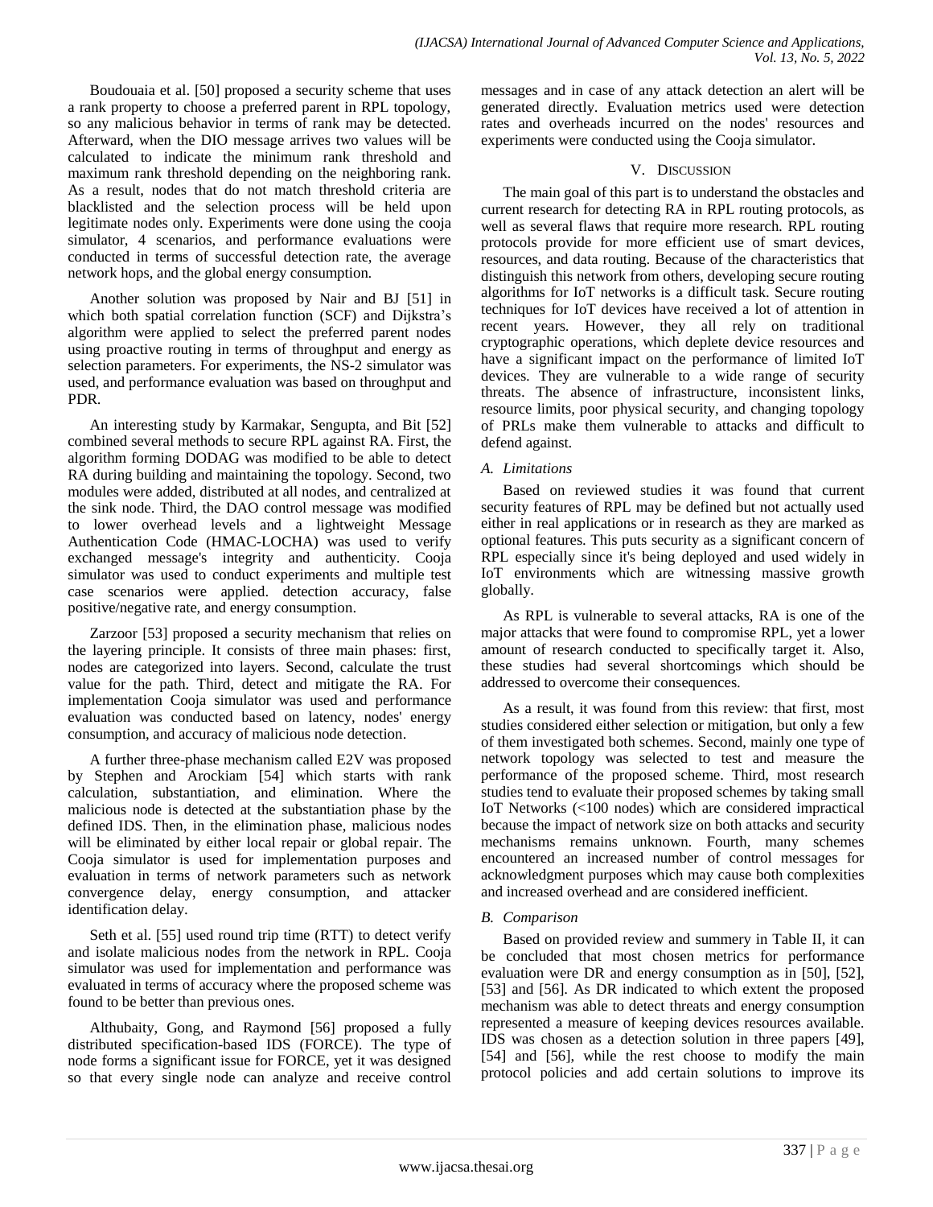Boudouaia et al. [50] proposed a security scheme that uses a rank property to choose a preferred parent in RPL topology, so any malicious behavior in terms of rank may be detected. Afterward, when the DIO message arrives two values will be calculated to indicate the minimum rank threshold and maximum rank threshold depending on the neighboring rank. As a result, nodes that do not match threshold criteria are blacklisted and the selection process will be held upon legitimate nodes only. Experiments were done using the cooja simulator, 4 scenarios, and performance evaluations were conducted in terms of successful detection rate, the average network hops, and the global energy consumption.

Another solution was proposed by Nair and BJ [51] in which both spatial correlation function (SCF) and Dijkstra's algorithm were applied to select the preferred parent nodes using proactive routing in terms of throughput and energy as selection parameters. For experiments, the NS-2 simulator was used, and performance evaluation was based on throughput and PDR.

An interesting study by Karmakar, Sengupta, and Bit [52] combined several methods to secure RPL against RA. First, the algorithm forming DODAG was modified to be able to detect RA during building and maintaining the topology. Second, two modules were added, distributed at all nodes, and centralized at the sink node. Third, the DAO control message was modified to lower overhead levels and a lightweight Message Authentication Code (HMAC-LOCHA) was used to verify exchanged message's integrity and authenticity. Cooja simulator was used to conduct experiments and multiple test case scenarios were applied. detection accuracy, false positive/negative rate, and energy consumption.

Zarzoor [53] proposed a security mechanism that relies on the layering principle. It consists of three main phases: first, nodes are categorized into layers. Second, calculate the trust value for the path. Third, detect and mitigate the RA. For implementation Cooja simulator was used and performance evaluation was conducted based on latency, nodes' energy consumption, and accuracy of malicious node detection.

A further three-phase mechanism called E2V was proposed by Stephen and Arockiam [54] which starts with rank calculation, substantiation, and elimination. Where the malicious node is detected at the substantiation phase by the defined IDS. Then, in the elimination phase, malicious nodes will be eliminated by either local repair or global repair. The Cooja simulator is used for implementation purposes and evaluation in terms of network parameters such as network convergence delay, energy consumption, and attacker identification delay.

Seth et al. [55] used round trip time (RTT) to detect verify and isolate malicious nodes from the network in RPL. Cooja simulator was used for implementation and performance was evaluated in terms of accuracy where the proposed scheme was found to be better than previous ones.

Althubaity, Gong, and Raymond [56] proposed a fully distributed specification-based IDS (FORCE). The type of node forms a significant issue for FORCE, yet it was designed so that every single node can analyze and receive control messages and in case of any attack detection an alert will be generated directly. Evaluation metrics used were detection rates and overheads incurred on the nodes' resources and experiments were conducted using the Cooja simulator.

## V. Discussion

The main goal of this part is to understand the obstacles and current research for detecting RA in RPL routing protocols, as well as several flaws that require more research. RPL routing protocols provide for more efficient use of smart devices, resources, and data routing. Because of the characteristics that distinguish this network from others, developing secure routing algorithms for IoT networks is a difficult task. Secure routing techniques for IoT devices have received a lot of attention in recent years. However, they all rely on traditional cryptographic operations, which deplete device resources and have a significant impact on the performance of limited IoT devices. They are vulnerable to a wide range of security threats. The absence of infrastructure, inconsistent links, resource limits, poor physical security, and changing topology of PRLs make them vulnerable to attacks and difficult to defend against.

### *A. Limitations*

Based on reviewed studies it was found that current security features of RPL may be defined but not actually used either in real applications or in research as they are marked as optional features. This puts security as a significant concern of RPL especially since it's being deployed and used widely in IoT environments which are witnessing massive growth globally.

As RPL is vulnerable to several attacks, RA is one of the major attacks that were found to compromise RPL, yet a lower amount of research conducted to specifically target it. Also, these studies had several shortcomings which should be addressed to overcome their consequences.

As a result, it was found from this review: that first, most studies considered either selection or mitigation, but only a few of them investigated both schemes. Second, mainly one type of network topology was selected to test and measure the performance of the proposed scheme. Third, most research studies tend to evaluate their proposed schemes by taking small IoT Networks (<100 nodes) which are considered impractical because the impact of network size on both attacks and security mechanisms remains unknown. Fourth, many schemes encountered an increased number of control messages for acknowledgment purposes which may cause both complexities and increased overhead and are considered inefficient.

### *B. Comparison*

Based on provided review and summery in Table II, it can be concluded that most chosen metrics for performance evaluation were DR and energy consumption as in [50], [52], [53] and [56]. As DR indicated to which extent the proposed mechanism was able to detect threats and energy consumption represented a measure of keeping devices resources available. IDS was chosen as a detection solution in three papers [49], [54] and [56], while the rest choose to modify the main protocol policies and add certain solutions to improve its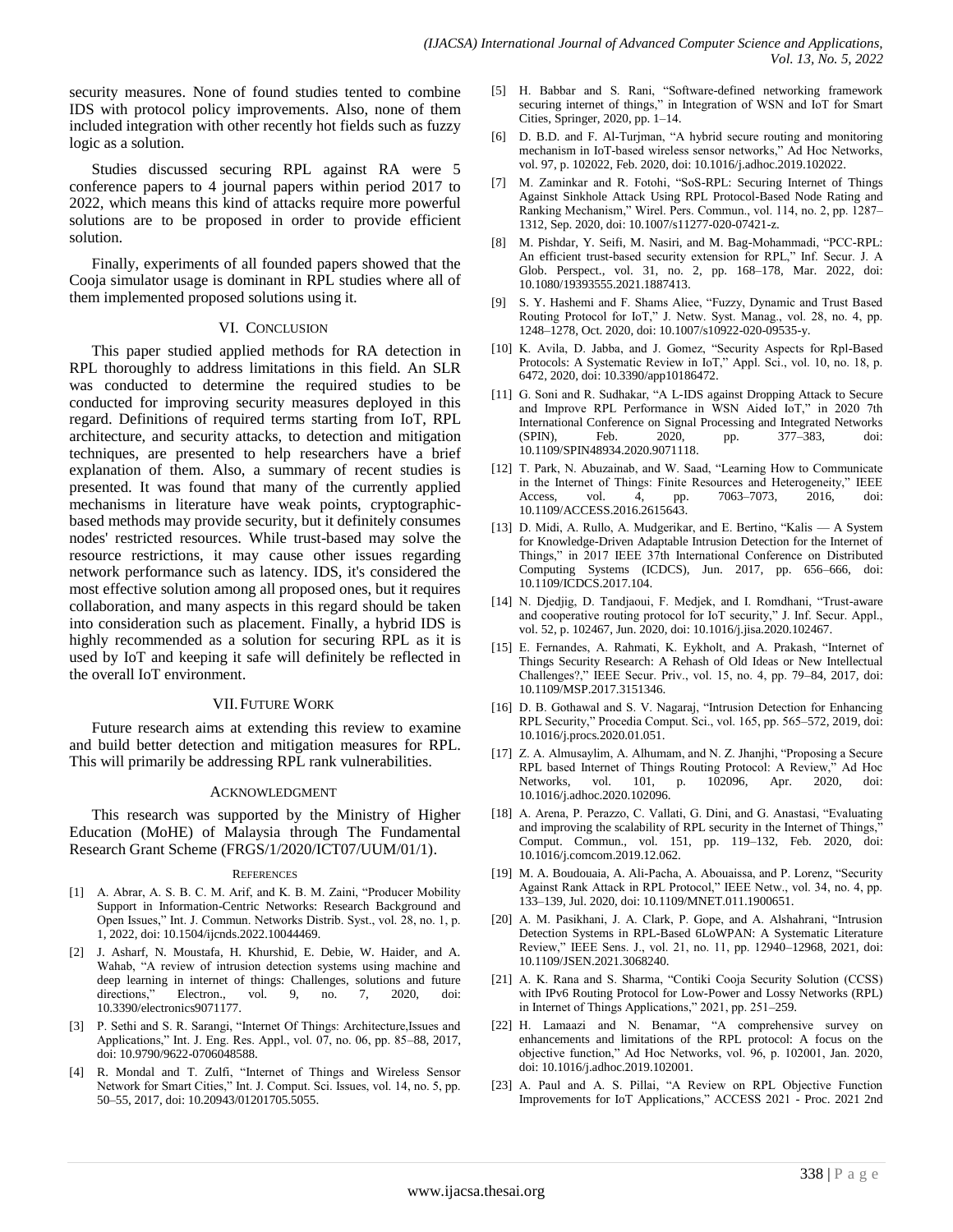security measures. None of found studies tented to combine IDS with protocol policy improvements. Also, none of them included integration with other recently hot fields such as fuzzy logic as a solution.

Studies discussed securing RPL against RA were 5 conference papers to 4 journal papers within period 2017 to 2022, which means this kind of attacks require more powerful solutions are to be proposed in order to provide efficient solution.

Finally, experiments of all founded papers showed that the Cooja simulator usage is dominant in RPL studies where all of them implemented proposed solutions using it.

## VI. Conclusion

This paper studied applied methods for RA detection in RPL thoroughly to address limitations in this field. An SLR was conducted to determine the required studies to be conducted for improving security measures deployed in this regard. Definitions of required terms starting from IoT, RPL architecture, and security attacks, to detection and mitigation techniques, are presented to help researchers have a brief explanation of them. Also, a summary of recent studies is presented. It was found that many of the currently applied mechanisms in literature have weak points, cryptographic-based methods may provide security, but it definitely consumes nodes' restricted resources. While trust-based may solve the resource restrictions, it may cause other issues regarding network performance such as latency. IDS, it's considered the most effective solution among all proposed ones, but it requires collaboration, and many aspects in this regard should be taken into consideration such as placement. Finally, a hybrid IDS is highly recommended as a solution for securing RPL as it is used by IoT and keeping it safe will definitely be reflected in the overall IoT environment.

## VII. Future Work

Future research aims at extending this review to examine and build better detection and mitigation measures for RPL. This will primarily be addressing RPL rank vulnerabilities.

## Acknowledgment

This research was supported by the Ministry of Higher Education (MoHE) of Malaysia through The Fundamental Research Grant Scheme (FRGS/1/2020/ICT07/UUM/01/1).

## References

[1] A. Abrar, A. S. B. C. M. Arif, and K. B. M. Zaini, "Producer Mobility Support in Information-Centric Networks: Research Background and Open Issues," Int. J. Commun. Networks Distrib. Syst., vol. 28, no. 1, p. 1, 2022, doi: 10.1504/ijcnds.2022.10044469.

[2] J. Asharf, N. Moustafa, H. Khurshid, E. Debie, W. Haider, and A. Wahab, "A review of intrusion detection systems using machine and deep learning in internet of things: Challenges, solutions and future directions," Electron., vol. 9, no. 7, 2020, doi: 10.3390/electronics9071177.

[3] P. Sethi and S. R. Sarangi, "Internet Of Things: Architecture,Issues and Applications," Int. J. Eng. Res. Appl., vol. 07, no. 06, pp. 85–88, 2017, doi: 10.9790/9622-0706048588.

[4] R. Mondal and T. Zulfi, "Internet of Things and Wireless Sensor Network for Smart Cities," Int. J. Comput. Sci. Issues, vol. 14, no. 5, pp. 50–55, 2017, doi: 10.20943/01201705.5055.

[5] H. Babbar and S. Rani, "Software-defined networking framework securing internet of things," in Integration of WSN and IoT for Smart Cities, Springer, 2020, pp. 1–14.

[6] D. B.D. and F. Al-Turjman, "A hybrid secure routing and monitoring mechanism in IoT-based wireless sensor networks," Ad Hoc Networks, vol. 97, p. 102022, Feb. 2020, doi: 10.1016/j.adhoc.2019.102022.

[7] M. Zaminkar and R. Fotohi, "SoS-RPL: Securing Internet of Things Against Sinkhole Attack Using RPL Protocol-Based Node Rating and Ranking Mechanism," Wirel. Pers. Commun., vol. 114, no. 2, pp. 1287–1312, Sep. 2020, doi: 10.1007/s11277-020-07421-z.

[8] M. Pishdar, Y. Seifi, M. Nasiri, and M. Bag-Mohammadi, "PCC-RPL: An efficient trust-based security extension for RPL," Inf. Secur. J. A Glob. Perspect., vol. 31, no. 2, pp. 168–178, Mar. 2022, doi: 10.1080/19393555.2021.1887413.

[9] S. Y. Hashemi and F. Shams Aliee, "Fuzzy, Dynamic and Trust Based Routing Protocol for IoT," J. Netw. Syst. Manag., vol. 28, no. 4, pp. 1248–1278, Oct. 2020, doi: 10.1007/s10922-020-09535-y.

[10] K. Avila, D. Jabba, and J. Gomez, "Security Aspects for Rpl-Based Protocols: A Systematic Review in IoT," Appl. Sci., vol. 10, no. 18, p. 6472, 2020, doi: 10.3390/app10186472.

[11] G. Soni and R. Sudhakar, "A L-IDS against Dropping Attack to Secure and Improve RPL Performance in WSN Aided IoT," in 2020 7th International Conference on Signal Processing and Integrated Networks (SPIN), Feb. 2020, pp. 377–383, doi: 10.1109/SPIN48934.2020.9071118.

[12] T. Park, N. Abuzainab, and W. Saad, "Learning How to Communicate in the Internet of Things: Finite Resources and Heterogeneity," IEEE Access, vol. 4, pp. 7063–7073, 2016, doi: 10.1109/ACCESS.2016.2615643.

[13] D. Midi, A. Rullo, A. Mudgerikar, and E. Bertino, "Kalis — A System for Knowledge-Driven Adaptable Intrusion Detection for the Internet of Things," in 2017 IEEE 37th International Conference on Distributed Computing Systems (ICDCS), Jun. 2017, pp. 656–666, doi: 10.1109/ICDCS.2017.104.

[14] N. Djedjig, D. Tandjaoui, F. Medjek, and I. Romdhani, "Trust-aware and cooperative routing protocol for IoT security," J. Inf. Secur. Appl., vol. 52, p. 102467, Jun. 2020, doi: 10.1016/j.jisa.2020.102467.

[15] E. Fernandes, A. Rahmati, K. Eykholt, and A. Prakash, "Internet of Things Security Research: A Rehash of Old Ideas or New Intellectual Challenges?," IEEE Secur. Priv., vol. 15, no. 4, pp. 79–84, 2017, doi: 10.1109/MSP.2017.3151346.

[16] D. B. Gothawal and S. V. Nagaraj, "Intrusion Detection for Enhancing RPL Security," Procedia Comput. Sci., vol. 165, pp. 565–572, 2019, doi: 10.1016/j.procs.2020.01.051.

[17] Z. A. Almusaylim, A. Alhumam, and N. Z. Jhanjhi, "Proposing a Secure RPL based Internet of Things Routing Protocol: A Review," Ad Hoc Networks, vol. 101, p. 102096, Apr. 2020, doi: 10.1016/j.adhoc.2020.102096.

[18] A. Arena, P. Perazzo, C. Vallati, G. Dini, and G. Anastasi, "Evaluating and improving the scalability of RPL security in the Internet of Things," Comput. Commun., vol. 151, pp. 119–132, Feb. 2020, doi: 10.1016/j.comcom.2019.12.062.

[19] M. A. Boudouaia, A. Ali-Pacha, A. Abouaissa, and P. Lorenz, "Security Against Rank Attack in RPL Protocol," IEEE Netw., vol. 34, no. 4, pp. 133–139, Jul. 2020, doi: 10.1109/MNET.011.1900651.

[20] A. M. Pasikhani, J. A. Clark, P. Gope, and A. Alshahrani, "Intrusion Detection Systems in RPL-Based 6LoWPAN: A Systematic Literature Review," IEEE Sens. J., vol. 21, no. 11, pp. 12940–12968, 2021, doi: 10.1109/JSEN.2021.3068240.

[21] A. K. Rana and S. Sharma, "Contiki Cooja Security Solution (CCSS) with IPv6 Routing Protocol for Low-Power and Lossy Networks (RPL) in Internet of Things Applications," 2021, pp. 251–259.

[22] H. Lamaazi and N. Benamar, "A comprehensive survey on enhancements and limitations of the RPL protocol: A focus on the objective function," Ad Hoc Networks, vol. 96, p. 102001, Jan. 2020, doi: 10.1016/j.adhoc.2019.102001.

[23] A. Paul and A. S. Pillai, "A Review on RPL Objective Function Improvements for IoT Applications," ACCESS 2021 - Proc. 2021 2nd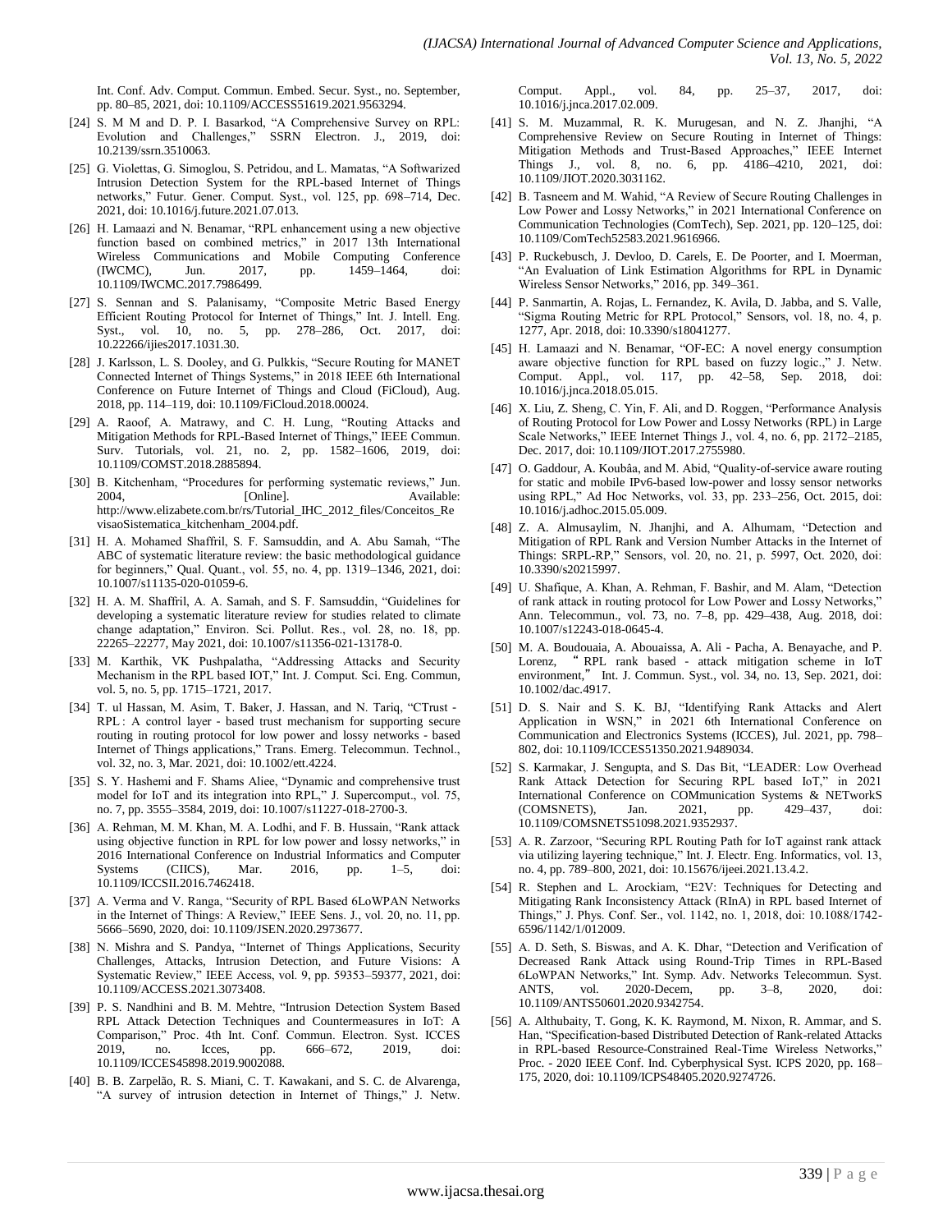Int. Conf. Adv. Comput. Commun. Embed. Secur. Syst., no. September, pp. 80–85, 2021, doi: 10.1109/ACCESS51619.2021.9563294.

[24] S. M M and D. P. I. Basarkod, "A Comprehensive Survey on RPL: Evolution and Challenges," SSRN Electron. J., 2019, doi: 10.2139/ssrn.3510063.

[25] G. Violettas, G. Simoglou, S. Petridou, and L. Mamatas, "A Softwarized Intrusion Detection System for the RPL-based Internet of Things networks," Futur. Gener. Comput. Syst., vol. 125, pp. 698–714, Dec. 2021, doi: 10.1016/j.future.2021.07.013.

[26] H. Lamaazi and N. Benamar, "RPL enhancement using a new objective function based on combined metrics," in 2017 13th International Wireless Communications and Mobile Computing Conference (IWCMC), Jun. 2017, pp. 1459–1464, doi: 10.1109/IWCMC.2017.7986499.

[27] S. Sennan and S. Palanisamy, "Composite Metric Based Energy Efficient Routing Protocol for Internet of Things," Int. J. Intell. Eng. Syst., vol. 10, no. 5, pp. 278–286, Oct. 2017, doi: 10.22266/ijies2017.1031.30.

[28] J. Karlsson, L. S. Dooley, and G. Pulkkis, "Secure Routing for MANET Connected Internet of Things Systems," in 2018 IEEE 6th International Conference on Future Internet of Things and Cloud (FiCloud), Aug. 2018, pp. 114–119, doi: 10.1109/FiCloud.2018.00024.

[29] A. Raoof, A. Matrawy, and C. H. Lung, "Routing Attacks and Mitigation Methods for RPL-Based Internet of Things," IEEE Commun. Surv. Tutorials, vol. 21, no. 2, pp. 1582–1606, 2019, doi: 10.1109/COMST.2018.2885894.

[30] B. Kitchenham, "Procedures for performing systematic reviews," Jun. 2004, [Online]. Available: http://www.elizabete.com.br/rs/Tutorial_IHC_2012_files/Conceitos_RevisaoSistematica_kitchenham_2004.pdf.

[31] H. A. Mohamed Shaffril, S. F. Samsuddin, and A. Abu Samah, "The ABC of systematic literature review: the basic methodological guidance for beginners," Qual. Quant., vol. 55, no. 4, pp. 1319–1346, 2021, doi: 10.1007/s11135-020-01059-6.

[32] H. A. M. Shaffril, A. A. Samah, and S. F. Samsuddin, "Guidelines for developing a systematic literature review for studies related to climate change adaptation," Environ. Sci. Pollut. Res., vol. 28, no. 18, pp. 22265–22277, May 2021, doi: 10.1007/s11356-021-13178-0.

[33] M. Karthik, VK Pushpalatha, "Addressing Attacks and Security Mechanism in the RPL based IOT," Int. J. Comput. Sci. Eng. Commun, vol. 5, no. 5, pp. 1715–1721, 2017.

[34] T. ul Hassan, M. Asim, T. Baker, J. Hassan, and N. Tariq, "CTrust - RPL : A control layer - based trust mechanism for supporting secure routing in routing protocol for low power and lossy networks - based Internet of Things applications," Trans. Emerg. Telecommun. Technol., vol. 32, no. 3, Mar. 2021, doi: 10.1002/ett.4224.

[35] S. Y. Hashemi and F. Shams Aliee, "Dynamic and comprehensive trust model for IoT and its integration into RPL," J. Supercomput., vol. 75, no. 7, pp. 3555–3584, 2019, doi: 10.1007/s11227-018-2700-3.

[36] A. Rehman, M. M. Khan, M. A. Lodhi, and F. B. Hussain, "Rank attack using objective function in RPL for low power and lossy networks," in 2016 International Conference on Industrial Informatics and Computer Systems (CIICS), Mar. 2016, pp. 1–5, doi: 10.1109/ICCSII.2016.7462418.

[37] A. Verma and V. Ranga, "Security of RPL Based 6LoWPAN Networks in the Internet of Things: A Review," IEEE Sens. J., vol. 20, no. 11, pp. 5666–5690, 2020, doi: 10.1109/JSEN.2020.2973677.

[38] N. Mishra and S. Pandya, "Internet of Things Applications, Security Challenges, Attacks, Intrusion Detection, and Future Visions: A Systematic Review," IEEE Access, vol. 9, pp. 59353–59377, 2021, doi: 10.1109/ACCESS.2021.3073408.

[39] P. S. Nandhini and B. M. Mehtre, "Intrusion Detection System Based RPL Attack Detection Techniques and Countermeasures in IoT: A Comparison," Proc. 4th Int. Conf. Commun. Electron. Syst. ICCES 2019, no. Icces, pp. 666–672, 2019, doi: 10.1109/ICCES45898.2019.9002088.

[40] B. B. Zarpelão, R. S. Miani, C. T. Kawakani, and S. C. de Alvarenga, "A survey of intrusion detection in Internet of Things," J. Netw. Comput. Appl., vol. 84, pp. 25–37, 2017, doi: 10.1016/j.jnca.2017.02.009.

[41] S. M. Muzammal, R. K. Murugesan, and N. Z. Jhanjhi, "A Comprehensive Review on Secure Routing in Internet of Things: Mitigation Methods and Trust-Based Approaches," IEEE Internet Things J., vol. 8, no. 6, pp. 4186–4210, 2021, doi: 10.1109/JIOT.2020.3031162.

[42] B. Tasneem and M. Wahid, "A Review of Secure Routing Challenges in Low Power and Lossy Networks," in 2021 International Conference on Communication Technologies (ComTech), Sep. 2021, pp. 120–125, doi: 10.1109/ComTech52583.2021.9616966.

[43] P. Ruckebusch, J. Devloo, D. Carels, E. De Poorter, and I. Moerman, "An Evaluation of Link Estimation Algorithms for RPL in Dynamic Wireless Sensor Networks," 2016, pp. 349–361.

[44] P. Sanmartin, A. Rojas, L. Fernandez, K. Avila, D. Jabba, and S. Valle, "Sigma Routing Metric for RPL Protocol," Sensors, vol. 18, no. 4, p. 1277, Apr. 2018, doi: 10.3390/s18041277.

[45] H. Lamaazi and N. Benamar, "OF-EC: A novel energy consumption aware objective function for RPL based on fuzzy logic.," J. Netw. Comput. Appl., vol. 117, pp. 42–58, Sep. 2018, doi: 10.1016/j.jnca.2018.05.015.

[46] X. Liu, Z. Sheng, C. Yin, F. Ali, and D. Roggen, "Performance Analysis of Routing Protocol for Low Power and Lossy Networks (RPL) in Large Scale Networks," IEEE Internet Things J., vol. 4, no. 6, pp. 2172–2185, Dec. 2017, doi: 10.1109/JIOT.2017.2755980.

[47] O. Gaddour, A. Koubâa, and M. Abid, "Quality-of-service aware routing for static and mobile IPv6-based low-power and lossy sensor networks using RPL," Ad Hoc Networks, vol. 33, pp. 233–256, Oct. 2015, doi: 10.1016/j.adhoc.2015.05.009.

[48] Z. A. Almusaylim, N. Jhanjhi, and A. Alhumam, "Detection and Mitigation of RPL Rank and Version Number Attacks in the Internet of Things: SRPL-RP," Sensors, vol. 20, no. 21, p. 5997, Oct. 2020, doi: 10.3390/s20215997.

[49] U. Shafique, A. Khan, A. Rehman, F. Bashir, and M. Alam, "Detection of rank attack in routing protocol for Low Power and Lossy Networks," Ann. Telecommun., vol. 73, no. 7–8, pp. 429–438, Aug. 2018, doi: 10.1007/s12243-018-0645-4.

[50] M. A. Boudouaia, A. Abouaissa, A. Ali - Pacha, A. Benayache, and P. Lorenz, " RPL rank based - attack mitigation scheme in IoT environment," Int. J. Commun. Syst., vol. 34, no. 13, Sep. 2021, doi: 10.1002/dac.4917.

[51] D. S. Nair and S. K. BJ, "Identifying Rank Attacks and Alert Application in WSN," in 2021 6th International Conference on Communication and Electronics Systems (ICCES), Jul. 2021, pp. 798–802, doi: 10.1109/ICCES51350.2021.9489034.

[52] S. Karmakar, J. Sengupta, and S. Das Bit, "LEADER: Low Overhead Rank Attack Detection for Securing RPL based IoT," in 2021 International Conference on COMmunication Systems & NETworkS (COMSNETS), Jan. 2021, pp. 429–437, doi: 10.1109/COMSNETS51098.2021.9352937.

[53] A. R. Zarzoor, "Securing RPL Routing Path for IoT against rank attack via utilizing layering technique," Int. J. Electr. Eng. Informatics, vol. 13, no. 4, pp. 789–800, 2021, doi: 10.15676/ijeei.2021.13.4.2.

[54] R. Stephen and L. Arockiam, "E2V: Techniques for Detecting and Mitigating Rank Inconsistency Attack (RInA) in RPL based Internet of Things," J. Phys. Conf. Ser., vol. 1142, no. 1, 2018, doi: 10.1088/1742-6596/1142/1/012009.

[55] A. D. Seth, S. Biswas, and A. K. Dhar, "Detection and Verification of Decreased Rank Attack using Round-Trip Times in RPL-Based 6LoWPAN Networks," Int. Symp. Adv. Networks Telecommun. Syst. ANTS, vol. 2020-Decem, pp. 3–8, 2020, doi: 10.1109/ANTS50601.2020.9342754.

[56] A. Althubaity, T. Gong, K. K. Raymond, M. Nixon, R. Ammar, and S. Han, "Specification-based Distributed Detection of Rank-related Attacks in RPL-based Resource-Constrained Real-Time Wireless Networks," Proc. - 2020 IEEE Conf. Ind. Cyberphysical Syst. ICPS 2020, pp. 168–175, 2020, doi: 10.1109/ICPS48405.2020.9274726.